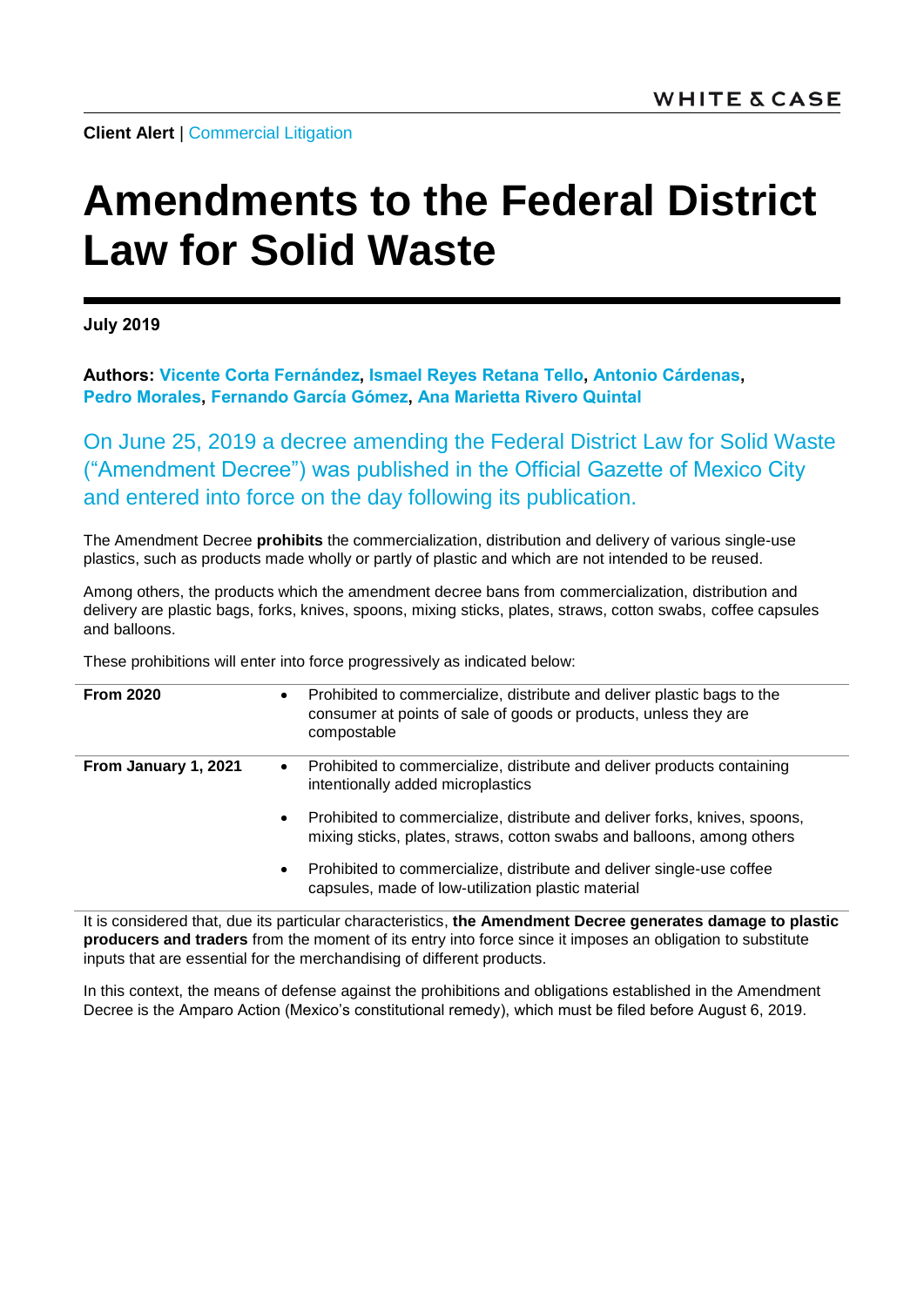**Client Alert** | Commercial Litigation

# Amendments to the Federal District Law for Solid Waste

**July 2019**

**Authors: Vicente Corta Fernández, Ismael Reyes Retana Tello, Antonio Cárdenas, Pedro Morales, Fernando García Gómez, Ana Marietta Rivero Quintal**

On June 25, 2019 a decree amending the Federal District Law for Solid Waste ("Amendment Decree") was published in the Official Gazette of Mexico City and entered into force on the day following its publication.

The Amendment Decree **prohibits** the commercialization, distribution and delivery of various single-use plastics, such as products made wholly or partly of plastic and which are not intended to be reused.

Among others, the products which the amendment decree bans from commercialization, distribution and delivery are plastic bags, forks, knives, spoons, mixing sticks, plates, straws, cotton swabs, coffee capsules and balloons.

These prohibitions will enter into force progressively as indicated below:

| | |
|---|---|
| **From 2020** | • Prohibited to commercialize, distribute and deliver plastic bags to the consumer at points of sale of goods or products, unless they are compostable |
| **From January 1, 2021** | • Prohibited to commercialize, distribute and deliver products containing intentionally added microplastics<br>• Prohibited to commercialize, distribute and deliver forks, knives, spoons, mixing sticks, plates, straws, cotton swabs and balloons, among others<br>• Prohibited to commercialize, distribute and deliver single-use coffee capsules, made of low-utilization plastic material |

It is considered that, due its particular characteristics, **the Amendment Decree generates damage to plastic producers and traders** from the moment of its entry into force since it imposes an obligation to substitute inputs that are essential for the merchandising of different products.

In this context, the means of defense against the prohibitions and obligations established in the Amendment Decree is the Amparo Action (Mexico's constitutional remedy), which must be filed before August 6, 2019.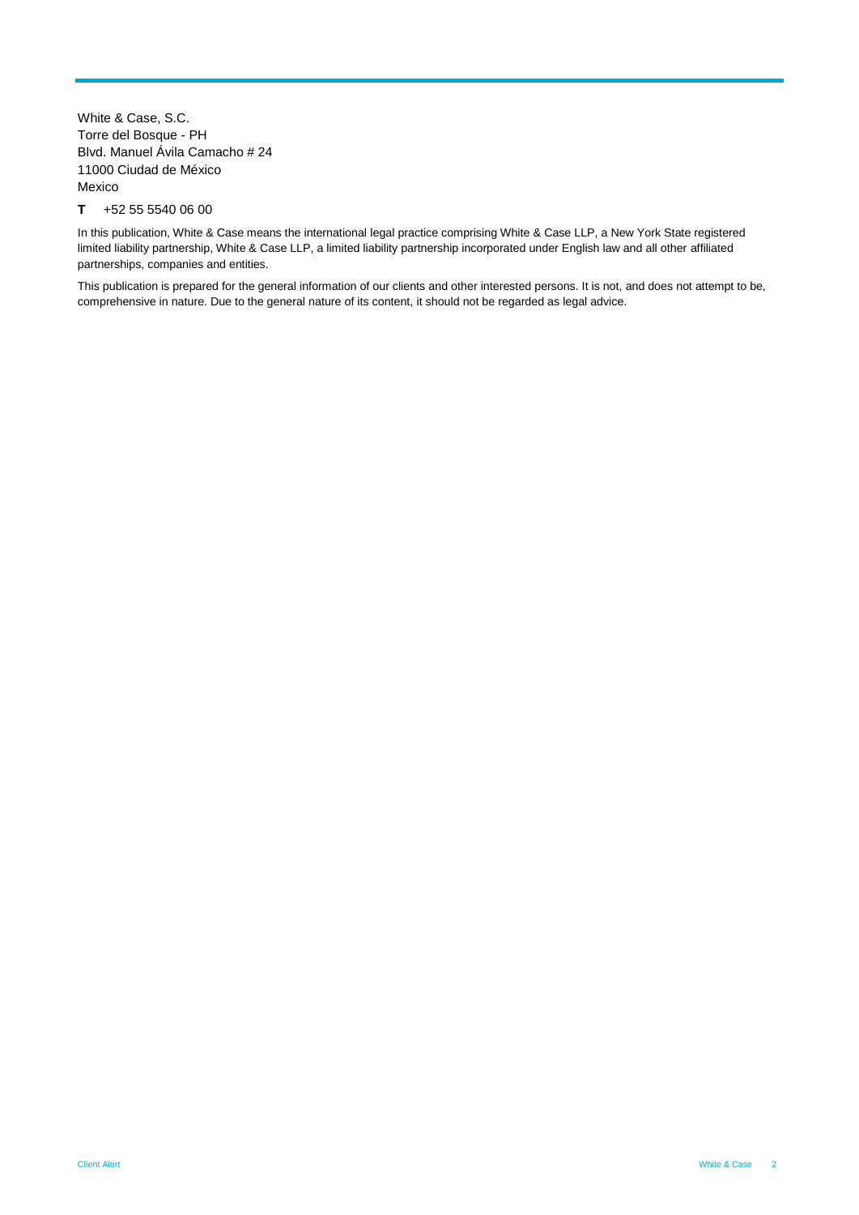White & Case, S.C.
Torre del Bosque - PH
Blvd. Manuel Ávila Camacho # 24
11000 Ciudad de México
Mexico

**T** +52 55 5540 06 00

In this publication, White & Case means the international legal practice comprising White & Case LLP, a New York State registered limited liability partnership, White & Case LLP, a limited liability partnership incorporated under English law and all other affiliated partnerships, companies and entities.

This publication is prepared for the general information of our clients and other interested persons. It is not, and does not attempt to be, comprehensive in nature. Due to the general nature of its content, it should not be regarded as legal advice.